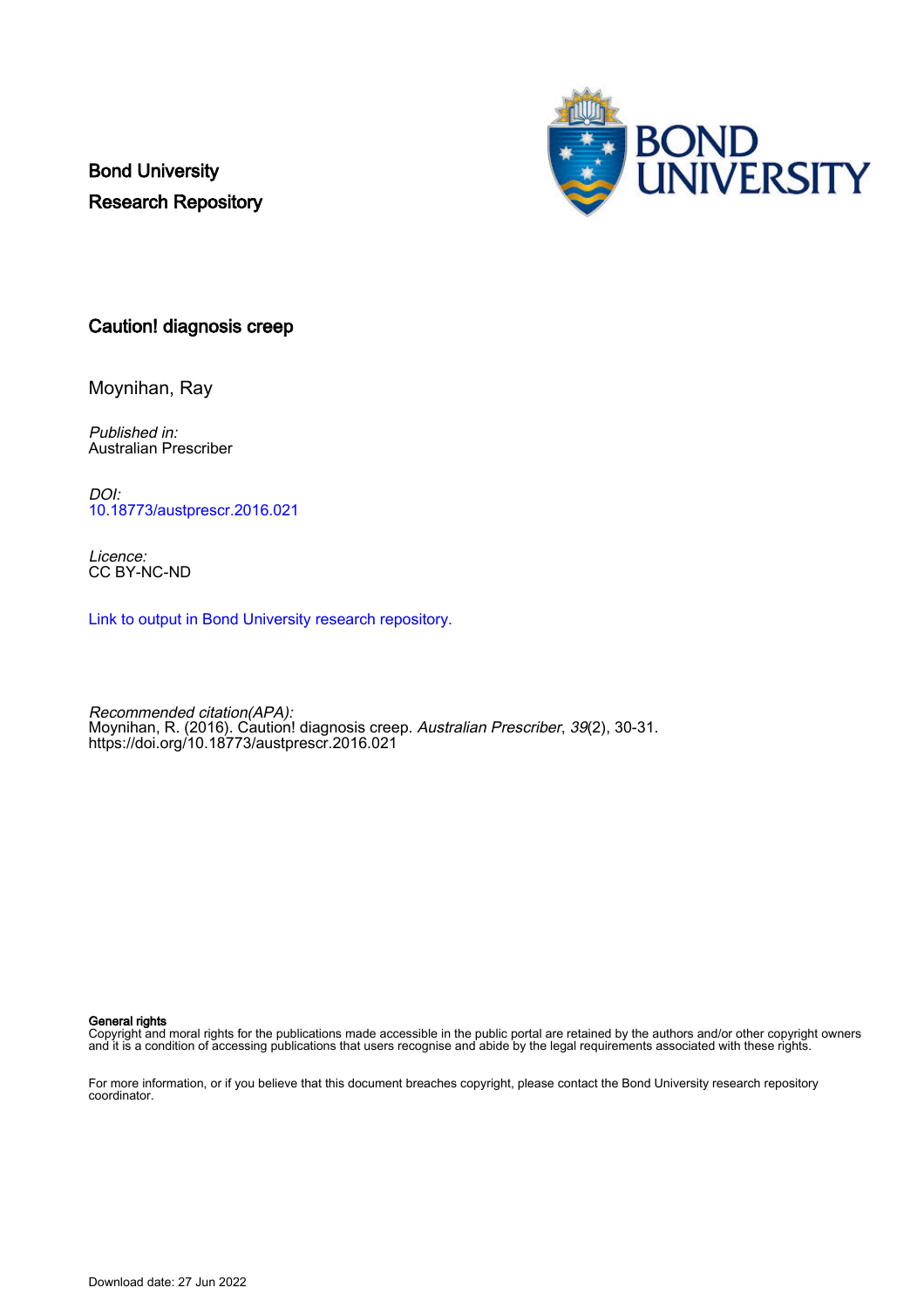Bond University
Research Repository

# Caution! diagnosis creep

Moynihan, Ray

*Published in:*
Australian Prescriber

*DOI:*
10.18773/austprescr.2016.021

*Licence:*
CC BY-NC-ND

Link to output in Bond University research repository.

*Recommended citation(APA):*
Moynihan, R. (2016). Caution! diagnosis creep. *Australian Prescriber*, *39*(2), 30-31.
https://doi.org/10.18773/austprescr.2016.021

**General rights**
Copyright and moral rights for the publications made accessible in the public portal are retained by the authors and/or other copyright owners and it is a condition of accessing publications that users recognise and abide by the legal requirements associated with these rights.

For more information, or if you believe that this document breaches copyright, please contact the Bond University research repository coordinator.

Download date: 27 Jun 2022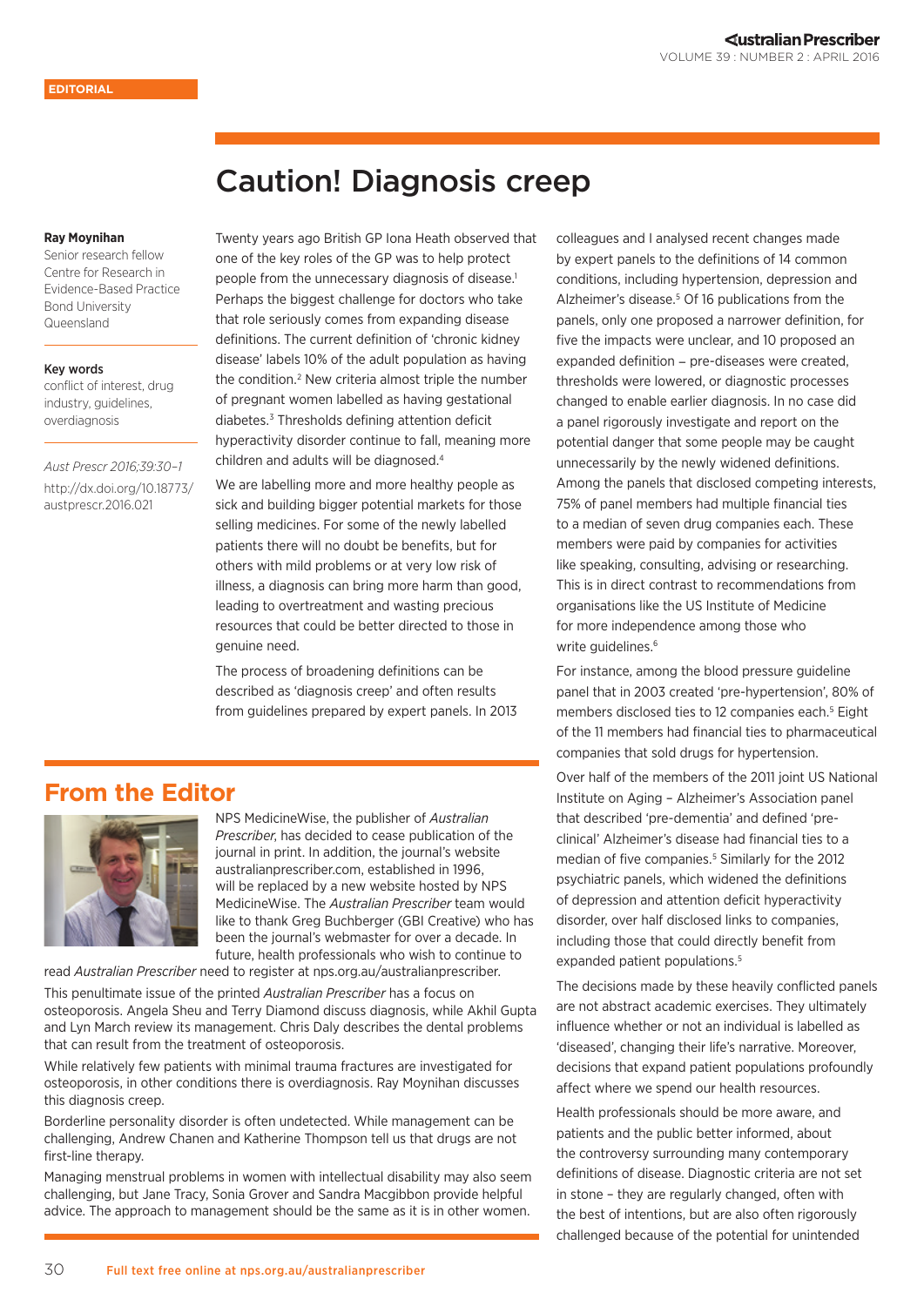EDITORIAL

# Caution! Diagnosis creep

**Ray Moynihan**
Senior research fellow
Centre for Research in Evidence-Based Practice
Bond University
Queensland

**Key words**
conflict of interest, drug industry, guidelines, overdiagnosis

*Aust Prescr 2016;39:30–1*
http://dx.doi.org/10.18773/austprescr.2016.021

Twenty years ago British GP Iona Heath observed that one of the key roles of the GP was to help protect people from the unnecessary diagnosis of disease.[1] Perhaps the biggest challenge for doctors who take that role seriously comes from expanding disease definitions. The current definition of 'chronic kidney disease' labels 10% of the adult population as having the condition.[2] New criteria almost triple the number of pregnant women labelled as having gestational diabetes.[3] Thresholds defining attention deficit hyperactivity disorder continue to fall, meaning more children and adults will be diagnosed.[4]

We are labelling more and more healthy people as sick and building bigger potential markets for those selling medicines. For some of the newly labelled patients there will no doubt be benefits, but for others with mild problems or at very low risk of illness, a diagnosis can bring more harm than good, leading to overtreatment and wasting precious resources that could be better directed to those in genuine need.

The process of broadening definitions can be described as 'diagnosis creep' and often results from guidelines prepared by expert panels. In 2013 colleagues and I analysed recent changes made by expert panels to the definitions of 14 common conditions, including hypertension, depression and Alzheimer's disease.[5] Of 16 publications from the panels, only one proposed a narrower definition, for five the impacts were unclear, and 10 proposed an expanded definition – pre-diseases were created, thresholds were lowered, or diagnostic processes changed to enable earlier diagnosis. In no case did a panel rigorously investigate and report on the potential danger that some people may be caught unnecessarily by the newly widened definitions. Among the panels that disclosed competing interests, 75% of panel members had multiple financial ties to a median of seven drug companies each. These members were paid by companies for activities like speaking, consulting, advising or researching. This is in direct contrast to recommendations from organisations like the US Institute of Medicine for more independence among those who write guidelines.[6]

For instance, among the blood pressure guideline panel that in 2003 created 'pre-hypertension', 80% of members disclosed ties to 12 companies each.[5] Eight of the 11 members had financial ties to pharmaceutical companies that sold drugs for hypertension.

Over half of the members of the 2011 joint US National Institute on Aging – Alzheimer's Association panel that described 'pre-dementia' and defined 'pre-clinical' Alzheimer's disease had financial ties to a median of five companies.[5] Similarly for the 2012 psychiatric panels, which widened the definitions of depression and attention deficit hyperactivity disorder, over half disclosed links to companies, including those that could directly benefit from expanded patient populations.[5]

The decisions made by these heavily conflicted panels are not abstract academic exercises. They ultimately influence whether or not an individual is labelled as 'diseased', changing their life's narrative. Moreover, decisions that expand patient populations profoundly affect where we spend our health resources.

Health professionals should be more aware, and patients and the public better informed, about the controversy surrounding many contemporary definitions of disease. Diagnostic criteria are not set in stone – they are regularly changed, often with the best of intentions, but are also often rigorously challenged because of the potential for unintended

## From the Editor

NPS MedicineWise, the publisher of *Australian Prescriber*, has decided to cease publication of the journal in print. In addition, the journal's website australianprescriber.com, established in 1996, will be replaced by a new website hosted by NPS MedicineWise. The *Australian Prescriber* team would like to thank Greg Buchberger (GBI Creative) who has been the journal's webmaster for over a decade. In future, health professionals who wish to continue to read *Australian Prescriber* need to register at nps.org.au/australianprescriber.

This penultimate issue of the printed *Australian Prescriber* has a focus on osteoporosis. Angela Sheu and Terry Diamond discuss diagnosis, while Akhil Gupta and Lyn March review its management. Chris Daly describes the dental problems that can result from the treatment of osteoporosis.

While relatively few patients with minimal trauma fractures are investigated for osteoporosis, in other conditions there is overdiagnosis. Ray Moynihan discusses this diagnosis creep.

Borderline personality disorder is often undetected. While management can be challenging, Andrew Chanen and Katherine Thompson tell us that drugs are not first-line therapy.

Managing menstrual problems in women with intellectual disability may also seem challenging, but Jane Tracy, Sonia Grover and Sandra Macgibbon provide helpful advice. The approach to management should be the same as it is in other women.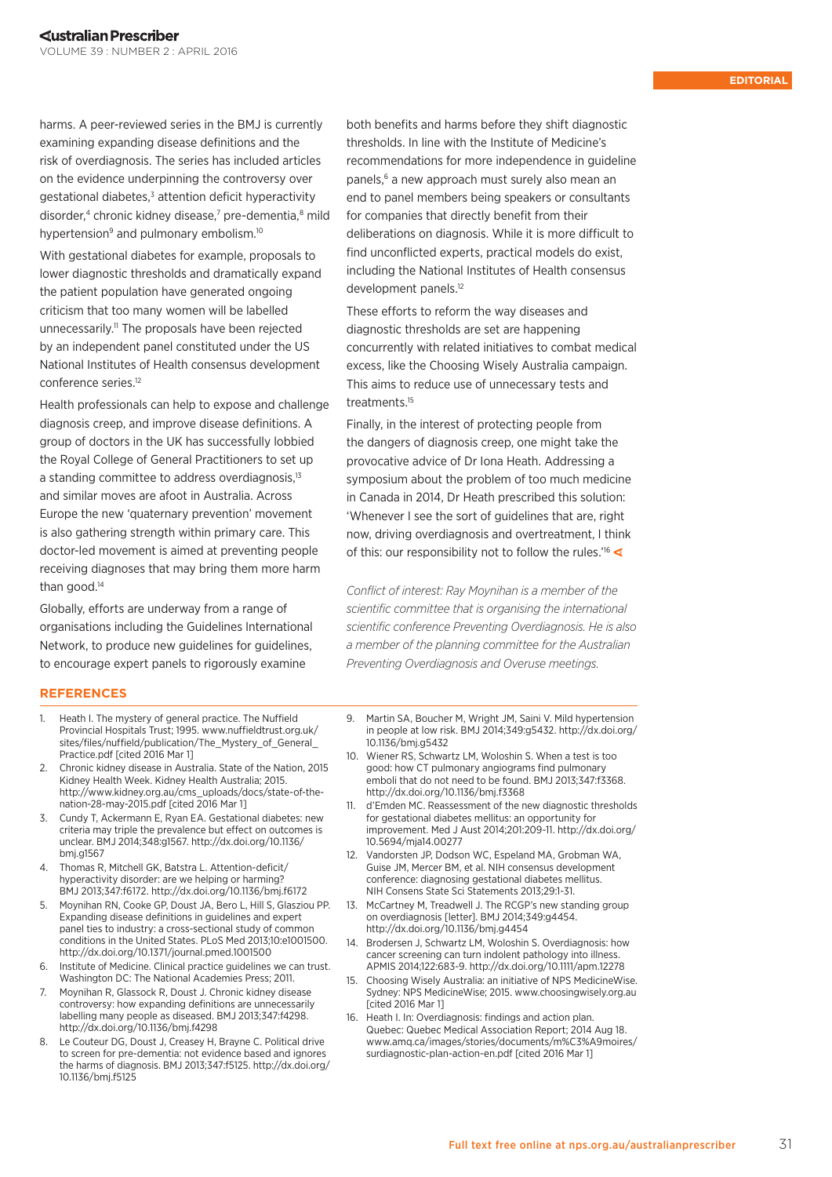harms. A peer-reviewed series in the BMJ is currently examining expanding disease definitions and the risk of overdiagnosis. The series has included articles on the evidence underpinning the controversy over gestational diabetes,[3] attention deficit hyperactivity disorder,[4] chronic kidney disease,[7] pre-dementia,[8] mild hypertension[9] and pulmonary embolism.[10]

With gestational diabetes for example, proposals to lower diagnostic thresholds and dramatically expand the patient population have generated ongoing criticism that too many women will be labelled unnecessarily.[11] The proposals have been rejected by an independent panel constituted under the US National Institutes of Health consensus development conference series.[12]

Health professionals can help to expose and challenge diagnosis creep, and improve disease definitions. A group of doctors in the UK has successfully lobbied the Royal College of General Practitioners to set up a standing committee to address overdiagnosis,[13] and similar moves are afoot in Australia. Across Europe the new 'quaternary prevention' movement is also gathering strength within primary care. This doctor-led movement is aimed at preventing people receiving diagnoses that may bring them more harm than good.[14]

Globally, efforts are underway from a range of organisations including the Guidelines International Network, to produce new guidelines for guidelines, to encourage expert panels to rigorously examine both benefits and harms before they shift diagnostic thresholds. In line with the Institute of Medicine's recommendations for more independence in guideline panels,[6] a new approach must surely also mean an end to panel members being speakers or consultants for companies that directly benefit from their deliberations on diagnosis. While it is more difficult to find unconflicted experts, practical models do exist, including the National Institutes of Health consensus development panels.[12]

These efforts to reform the way diseases and diagnostic thresholds are set are happening concurrently with related initiatives to combat medical excess, like the Choosing Wisely Australia campaign. This aims to reduce use of unnecessary tests and treatments.[15]

Finally, in the interest of protecting people from the dangers of diagnosis creep, one might take the provocative advice of Dr Iona Heath. Addressing a symposium about the problem of too much medicine in Canada in 2014, Dr Heath prescribed this solution: 'Whenever I see the sort of guidelines that are, right now, driving overdiagnosis and overtreatment, I think of this: our responsibility not to follow the rules.'[16]

*Conflict of interest: Ray Moynihan is a member of the scientific committee that is organising the international scientific conference Preventing Overdiagnosis. He is also a member of the planning committee for the Australian Preventing Overdiagnosis and Overuse meetings.*

## REFERENCES

1. Heath I. The mystery of general practice. The Nuffield Provincial Hospitals Trust; 1995. www.nuffieldtrust.org.uk/sites/files/nuffield/publication/The_Mystery_of_General_Practice.pdf [cited 2016 Mar 1]
2. Chronic kidney disease in Australia. State of the Nation, 2015 Kidney Health Week. Kidney Health Australia; 2015. http://www.kidney.org.au/cms_uploads/docs/state-of-the-nation-28-may-2015.pdf [cited 2016 Mar 1]
3. Cundy T, Ackermann E, Ryan EA. Gestational diabetes: new criteria may triple the prevalence but effect on outcomes is unclear. BMJ 2014;348:g1567. http://dx.doi.org/10.1136/bmj.g1567
4. Thomas R, Mitchell GK, Batstra L. Attention-deficit/hyperactivity disorder: are we helping or harming? BMJ 2013;347:f6172. http://dx.doi.org/10.1136/bmj.f6172
5. Moynihan RN, Cooke GP, Doust JA, Bero L, Hill S, Glasziou PP. Expanding disease definitions in guidelines and expert panel ties to industry: a cross-sectional study of common conditions in the United States. PLoS Med 2013;10:e1001500. http://dx.doi.org/10.1371/journal.pmed.1001500
6. Institute of Medicine. Clinical practice guidelines we can trust. Washington DC: The National Academies Press; 2011.
7. Moynihan R, Glassock R, Doust J. Chronic kidney disease controversy: how expanding definitions are unnecessarily labelling many people as diseased. BMJ 2013;347:f4298. http://dx.doi.org/10.1136/bmj.f4298
8. Le Couteur DG, Doust J, Creasey H, Brayne C. Political drive to screen for pre-dementia: not evidence based and ignores the harms of diagnosis. BMJ 2013;347:f5125. http://dx.doi.org/10.1136/bmj.f5125
9. Martin SA, Boucher M, Wright JM, Saini V. Mild hypertension in people at low risk. BMJ 2014;349:g5432. http://dx.doi.org/10.1136/bmj.g5432
10. Wiener RS, Schwartz LM, Woloshin S. When a test is too good: how CT pulmonary angiograms find pulmonary emboli that do not need to be found. BMJ 2013;347:f3368. http://dx.doi.org/10.1136/bmj.f3368
11. d'Emden MC. Reassessment of the new diagnostic thresholds for gestational diabetes mellitus: an opportunity for improvement. Med J Aust 2014;201:209-11. http://dx.doi.org/10.5694/mja14.00277
12. Vandorsten JP, Dodson WC, Espeland MA, Grobman WA, Guise JM, Mercer BM, et al. NIH consensus development conference: diagnosing gestational diabetes mellitus. NIH Consens State Sci Statements 2013;29:1-31.
13. McCartney M, Treadwell J. The RCGP's new standing group on overdiagnosis [letter]. BMJ 2014;349:g4454. http://dx.doi.org/10.1136/bmj.g4454
14. Brodersen J, Schwartz LM, Woloshin S. Overdiagnosis: how cancer screening can turn indolent pathology into illness. APMIS 2014;122:683-9. http://dx.doi.org/10.1111/apm.12278
15. Choosing Wisely Australia: an initiative of NPS MedicineWise. Sydney: NPS MedicineWise; 2015. www.choosingwisely.org.au [cited 2016 Mar 1]
16. Heath I. In: Overdiagnosis: findings and action plan. Quebec: Quebec Medical Association Report; 2014 Aug 18. www.amq.ca/images/stories/documents/m%C3%A9moires/surdiagnostic-plan-action-en.pdf [cited 2016 Mar 1]